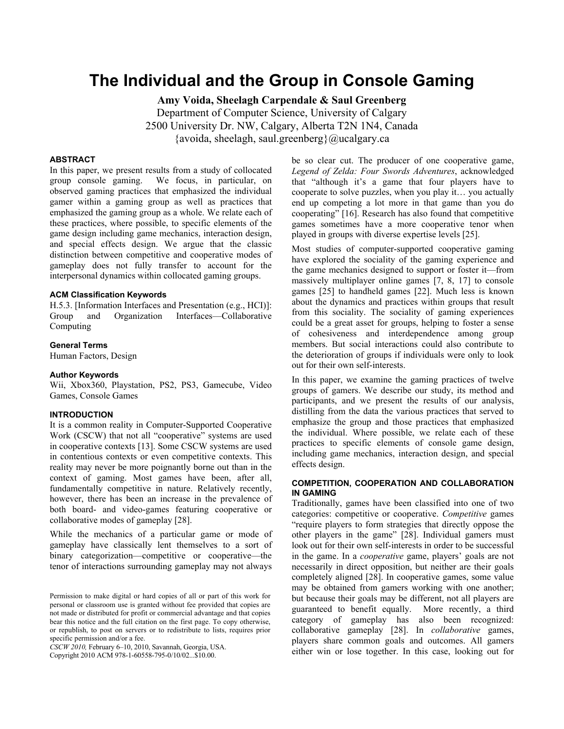# The Individual and the Group in Console Gaming

**Amy Voida, Sheelagh Carpendale & Saul Greenberg**
Department of Computer Science, University of Calgary
2500 University Dr. NW, Calgary, Alberta T2N 1N4, Canada
{avoida, sheelagh, saul.greenberg}@ucalgary.ca

### ABSTRACT

In this paper, we present results from a study of collocated group console gaming. We focus, in particular, on observed gaming practices that emphasized the individual gamer within a gaming group as well as practices that emphasized the gaming group as a whole. We relate each of these practices, where possible, to specific elements of the game design including game mechanics, interaction design, and special effects design. We argue that the classic distinction between competitive and cooperative modes of gameplay does not fully transfer to account for the interpersonal dynamics within collocated gaming groups.

### ACM Classification Keywords

H.5.3. [Information Interfaces and Presentation (e.g., HCI)]: Group and Organization Interfaces—Collaborative Computing

### General Terms

Human Factors, Design

### Author Keywords

Wii, Xbox360, Playstation, PS2, PS3, Gamecube, Video Games, Console Games

### INTRODUCTION

It is a common reality in Computer-Supported Cooperative Work (CSCW) that not all "cooperative" systems are used in cooperative contexts [13]. Some CSCW systems are used in contentious contexts or even competitive contexts. This reality may never be more poignantly borne out than in the context of gaming. Most games have been, after all, fundamentally competitive in nature. Relatively recently, however, there has been an increase in the prevalence of both board- and video-games featuring cooperative or collaborative modes of gameplay [28].

While the mechanics of a particular game or mode of gameplay have classically lent themselves to a sort of binary categorization—competitive or cooperative—the tenor of interactions surrounding gameplay may not always be so clear cut. The producer of one cooperative game, *Legend of Zelda: Four Swords Adventures*, acknowledged that "although it's a game that four players have to cooperate to solve puzzles, when you play it… you actually end up competing a lot more in that game than you do cooperating" [16]. Research has also found that competitive games sometimes have a more cooperative tenor when played in groups with diverse expertise levels [25].

Most studies of computer-supported cooperative gaming have explored the sociality of the gaming experience and the game mechanics designed to support or foster it—from massively multiplayer online games [7, 8, 17] to console games [25] to handheld games [22]. Much less is known about the dynamics and practices within groups that result from this sociality. The sociality of gaming experiences could be a great asset for groups, helping to foster a sense of cohesiveness and interdependence among group members. But social interactions could also contribute to the deterioration of groups if individuals were only to look out for their own self-interests.

In this paper, we examine the gaming practices of twelve groups of gamers. We describe our study, its method and participants, and we present the results of our analysis, distilling from the data the various practices that served to emphasize the group and those practices that emphasized the individual. Where possible, we relate each of these practices to specific elements of console game design, including game mechanics, interaction design, and special effects design.

### COMPETITION, COOPERATION AND COLLABORATION IN GAMING

Traditionally, games have been classified into one of two categories: competitive or cooperative. *Competitive* games "require players to form strategies that directly oppose the other players in the game" [28]. Individual gamers must look out for their own self-interests in order to be successful in the game. In a *cooperative* game, players' goals are not necessarily in direct opposition, but neither are their goals completely aligned [28]. In cooperative games, some value may be obtained from gamers working with one another; but because their goals may be different, not all players are guaranteed to benefit equally. More recently, a third category of gameplay has also been recognized: collaborative gameplay [28]. In *collaborative* games, players share common goals and outcomes. All gamers either win or lose together. In this case, looking out for

Permission to make digital or hard copies of all or part of this work for personal or classroom use is granted without fee provided that copies are not made or distributed for profit or commercial advantage and that copies bear this notice and the full citation on the first page. To copy otherwise, or republish, to post on servers or to redistribute to lists, requires prior specific permission and/or a fee.
*CSCW 2010,* February 6–10, 2010, Savannah, Georgia, USA.
Copyright 2010 ACM 978-1-60558-795-0/10/02...$10.00.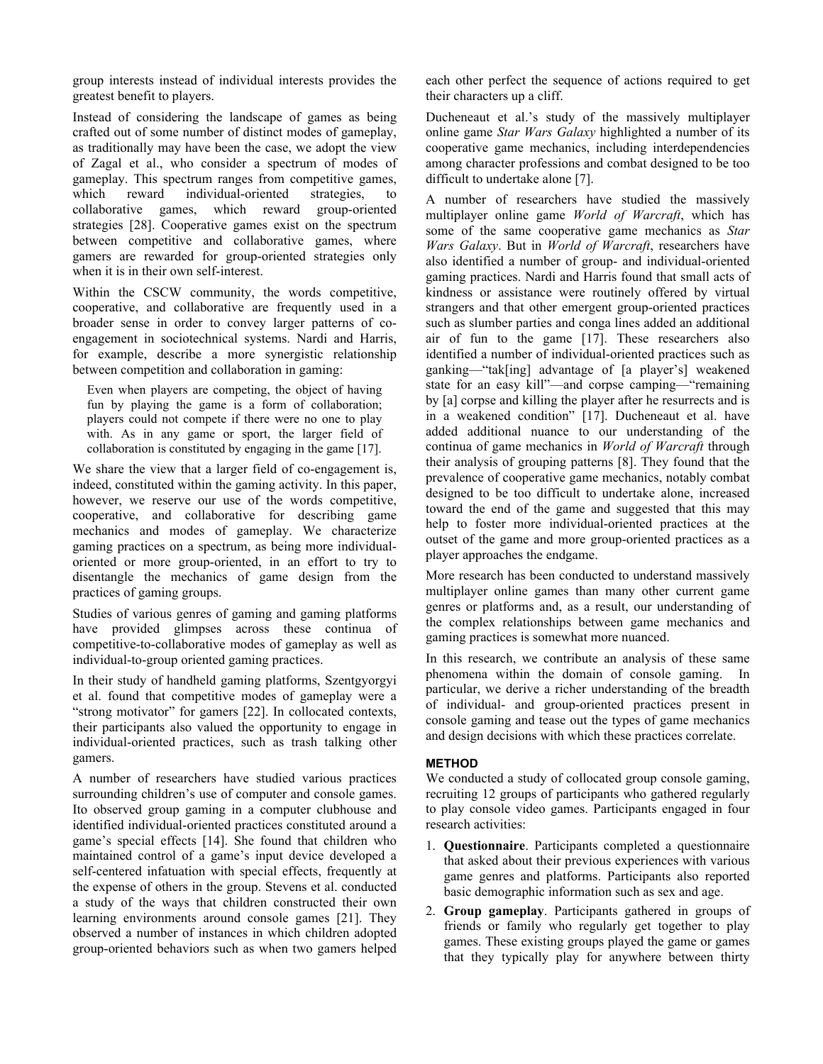group interests instead of individual interests provides the greatest benefit to players.

Instead of considering the landscape of games as being crafted out of some number of distinct modes of gameplay, as traditionally may have been the case, we adopt the view of Zagal et al., who consider a spectrum of modes of gameplay. This spectrum ranges from competitive games, which reward individual-oriented strategies, to collaborative games, which reward group-oriented strategies [28]. Cooperative games exist on the spectrum between competitive and collaborative games, where gamers are rewarded for group-oriented strategies only when it is in their own self-interest.

Within the CSCW community, the words competitive, cooperative, and collaborative are frequently used in a broader sense in order to convey larger patterns of co-engagement in sociotechnical systems. Nardi and Harris, for example, describe a more synergistic relationship between competition and collaboration in gaming:

> Even when players are competing, the object of having fun by playing the game is a form of collaboration; players could not compete if there were no one to play with. As in any game or sport, the larger field of collaboration is constituted by engaging in the game [17].

We share the view that a larger field of co-engagement is, indeed, constituted within the gaming activity. In this paper, however, we reserve our use of the words competitive, cooperative, and collaborative for describing game mechanics and modes of gameplay. We characterize gaming practices on a spectrum, as being more individual-oriented or more group-oriented, in an effort to try to disentangle the mechanics of game design from the practices of gaming groups.

Studies of various genres of gaming and gaming platforms have provided glimpses across these continua of competitive-to-collaborative modes of gameplay as well as individual-to-group oriented gaming practices.

In their study of handheld gaming platforms, Szentgyorgyi et al. found that competitive modes of gameplay were a "strong motivator" for gamers [22]. In collocated contexts, their participants also valued the opportunity to engage in individual-oriented practices, such as trash talking other gamers.

A number of researchers have studied various practices surrounding children's use of computer and console games. Ito observed group gaming in a computer clubhouse and identified individual-oriented practices constituted around a game's special effects [14]. She found that children who maintained control of a game's input device developed a self-centered infatuation with special effects, frequently at the expense of others in the group. Stevens et al. conducted a study of the ways that children constructed their own learning environments around console games [21]. They observed a number of instances in which children adopted group-oriented behaviors such as when two gamers helped each other perfect the sequence of actions required to get their characters up a cliff.

Ducheneaut et al.'s study of the massively multiplayer online game *Star Wars Galaxy* highlighted a number of its cooperative game mechanics, including interdependencies among character professions and combat designed to be too difficult to undertake alone [7].

A number of researchers have studied the massively multiplayer online game *World of Warcraft*, which has some of the same cooperative game mechanics as *Star Wars Galaxy*. But in *World of Warcraft*, researchers have also identified a number of group- and individual-oriented gaming practices. Nardi and Harris found that small acts of kindness or assistance were routinely offered by virtual strangers and that other emergent group-oriented practices such as slumber parties and conga lines added an additional air of fun to the game [17]. These researchers also identified a number of individual-oriented practices such as ganking—"tak[ing] advantage of [a player's] weakened state for an easy kill"—and corpse camping—"remaining by [a] corpse and killing the player after he resurrects and is in a weakened condition" [17]. Ducheneaut et al. have added additional nuance to our understanding of the continua of game mechanics in *World of Warcraft* through their analysis of grouping patterns [8]. They found that the prevalence of cooperative game mechanics, notably combat designed to be too difficult to undertake alone, increased toward the end of the game and suggested that this may help to foster more individual-oriented practices at the outset of the game and more group-oriented practices as a player approaches the endgame.

More research has been conducted to understand massively multiplayer online games than many other current game genres or platforms and, as a result, our understanding of the complex relationships between game mechanics and gaming practices is somewhat more nuanced.

In this research, we contribute an analysis of these same phenomena within the domain of console gaming. In particular, we derive a richer understanding of the breadth of individual- and group-oriented practices present in console gaming and tease out the types of game mechanics and design decisions with which these practices correlate.

## METHOD

We conducted a study of collocated group console gaming, recruiting 12 groups of participants who gathered regularly to play console video games. Participants engaged in four research activities:

1. **Questionnaire**. Participants completed a questionnaire that asked about their previous experiences with various game genres and platforms. Participants also reported basic demographic information such as sex and age.
2. **Group gameplay**. Participants gathered in groups of friends or family who regularly get together to play games. These existing groups played the game or games that they typically play for anywhere between thirty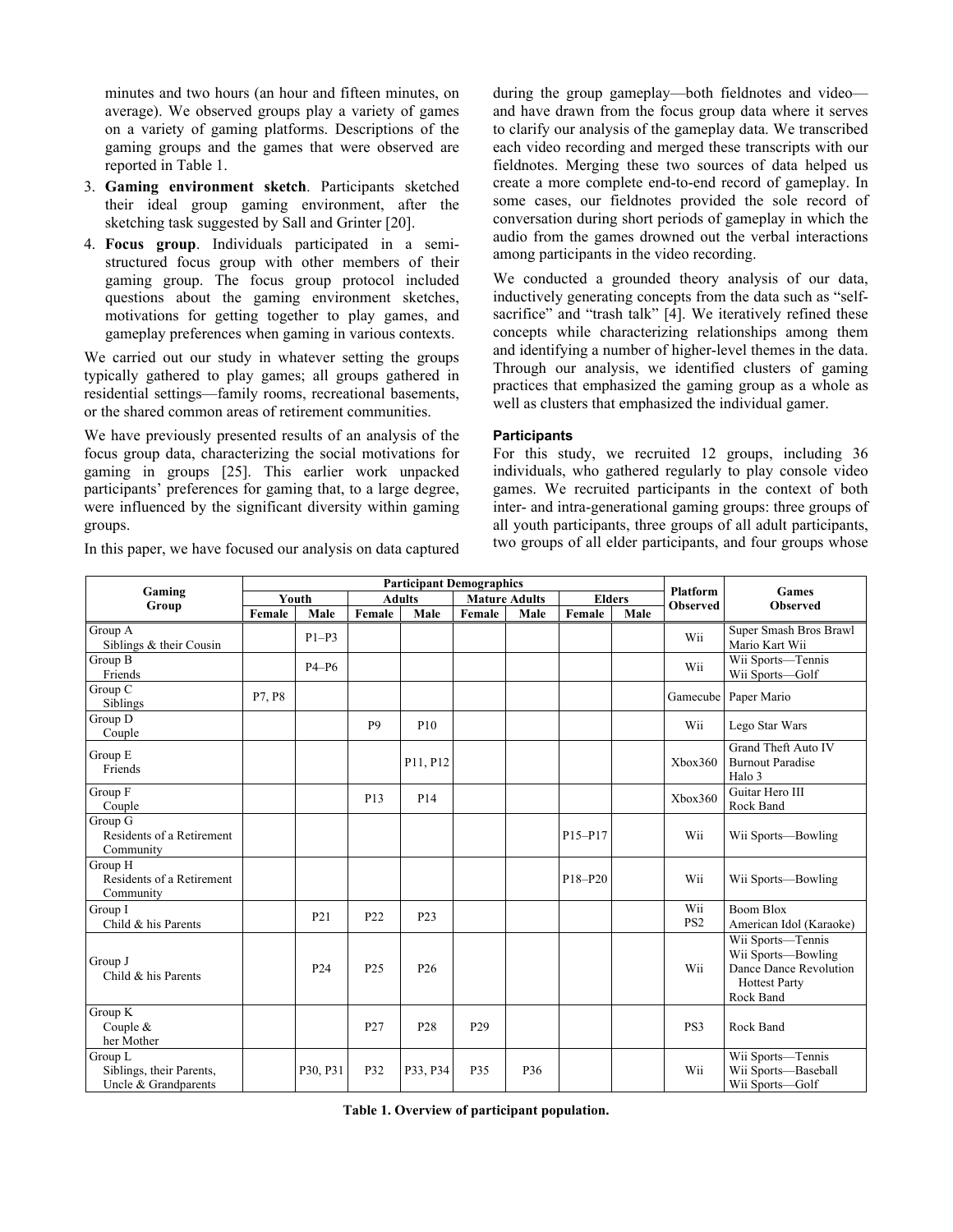minutes and two hours (an hour and fifteen minutes, on average). We observed groups play a variety of games on a variety of gaming platforms. Descriptions of the gaming groups and the games that were observed are reported in Table 1.

3. **Gaming environment sketch**. Participants sketched their ideal group gaming environment, after the sketching task suggested by Sall and Grinter [20].
4. **Focus group**. Individuals participated in a semi-structured focus group with other members of their gaming group. The focus group protocol included questions about the gaming environment sketches, motivations for getting together to play games, and gameplay preferences when gaming in various contexts.

We carried out our study in whatever setting the groups typically gathered to play games; all groups gathered in residential settings—family rooms, recreational basements, or the shared common areas of retirement communities.

We have previously presented results of an analysis of the focus group data, characterizing the social motivations for gaming in groups [25]. This earlier work unpacked participants' preferences for gaming that, to a large degree, were influenced by the significant diversity within gaming groups.

In this paper, we have focused our analysis on data captured during the group gameplay—both fieldnotes and video—and have drawn from the focus group data where it serves to clarify our analysis of the gameplay data. We transcribed each video recording and merged these transcripts with our fieldnotes. Merging these two sources of data helped us create a more complete end-to-end record of gameplay. In some cases, our fieldnotes provided the sole record of conversation during short periods of gameplay in which the audio from the games drowned out the verbal interactions among participants in the video recording.

We conducted a grounded theory analysis of our data, inductively generating concepts from the data such as "self-sacrifice" and "trash talk" [4]. We iteratively refined these concepts while characterizing relationships among them and identifying a number of higher-level themes in the data. Through our analysis, we identified clusters of gaming practices that emphasized the gaming group as a whole as well as clusters that emphasized the individual gamer.

### Participants

For this study, we recruited 12 groups, including 36 individuals, who gathered regularly to play console video games. We recruited participants in the context of both inter- and intra-generational gaming groups: three groups of all youth participants, three groups of all adult participants, two groups of all elder participants, and four groups whose

| Gaming Group | Participant Demographics | | | | | | | | Platform Observed | Games Observed |
|---|---|---|---|---|---|---|---|---|---|---|
| | Youth | | Adults | | Mature Adults | | Elders | | | |
| | Female | Male | Female | Male | Female | Male | Female | Male | | |
| Group A<br>Siblings & their Cousin | | P1–P3 | | | | | | | Wii | Super Smash Bros Brawl<br>Mario Kart Wii |
| Group B<br>Friends | | P4–P6 | | | | | | | Wii | Wii Sports—Tennis<br>Wii Sports—Golf |
| Group C<br>Siblings | P7, P8 | | | | | | | | Gamecube | Paper Mario |
| Group D<br>Couple | | | P9 | P10 | | | | | Wii | Lego Star Wars |
| Group E<br>Friends | | | | P11, P12 | | | | | Xbox360 | Grand Theft Auto IV<br>Burnout Paradise<br>Halo 3 |
| Group F<br>Couple | | | P13 | P14 | | | | | Xbox360 | Guitar Hero III<br>Rock Band |
| Group G<br>Residents of a Retirement Community | | | | | | | P15–P17 | | Wii | Wii Sports—Bowling |
| Group H<br>Residents of a Retirement Community | | | | | | | P18–P20 | | Wii | Wii Sports—Bowling |
| Group I<br>Child & his Parents | | P21 | P22 | P23 | | | | | Wii<br>PS2 | Boom Blox<br>American Idol (Karaoke) |
| Group J<br>Child & his Parents | | P24 | P25 | P26 | | | | | Wii | Wii Sports—Tennis<br>Wii Sports—Bowling<br>Dance Dance Revolution Hottest Party<br>Rock Band |
| Group K<br>Couple & her Mother | | | P27 | P28 | P29 | | | | PS3 | Rock Band |
| Group L<br>Siblings, their Parents, Uncle & Grandparents | | P30, P31 | P32 | P33, P34 | P35 | P36 | | | Wii | Wii Sports—Tennis<br>Wii Sports—Baseball<br>Wii Sports—Golf |

**Table 1. Overview of participant population.**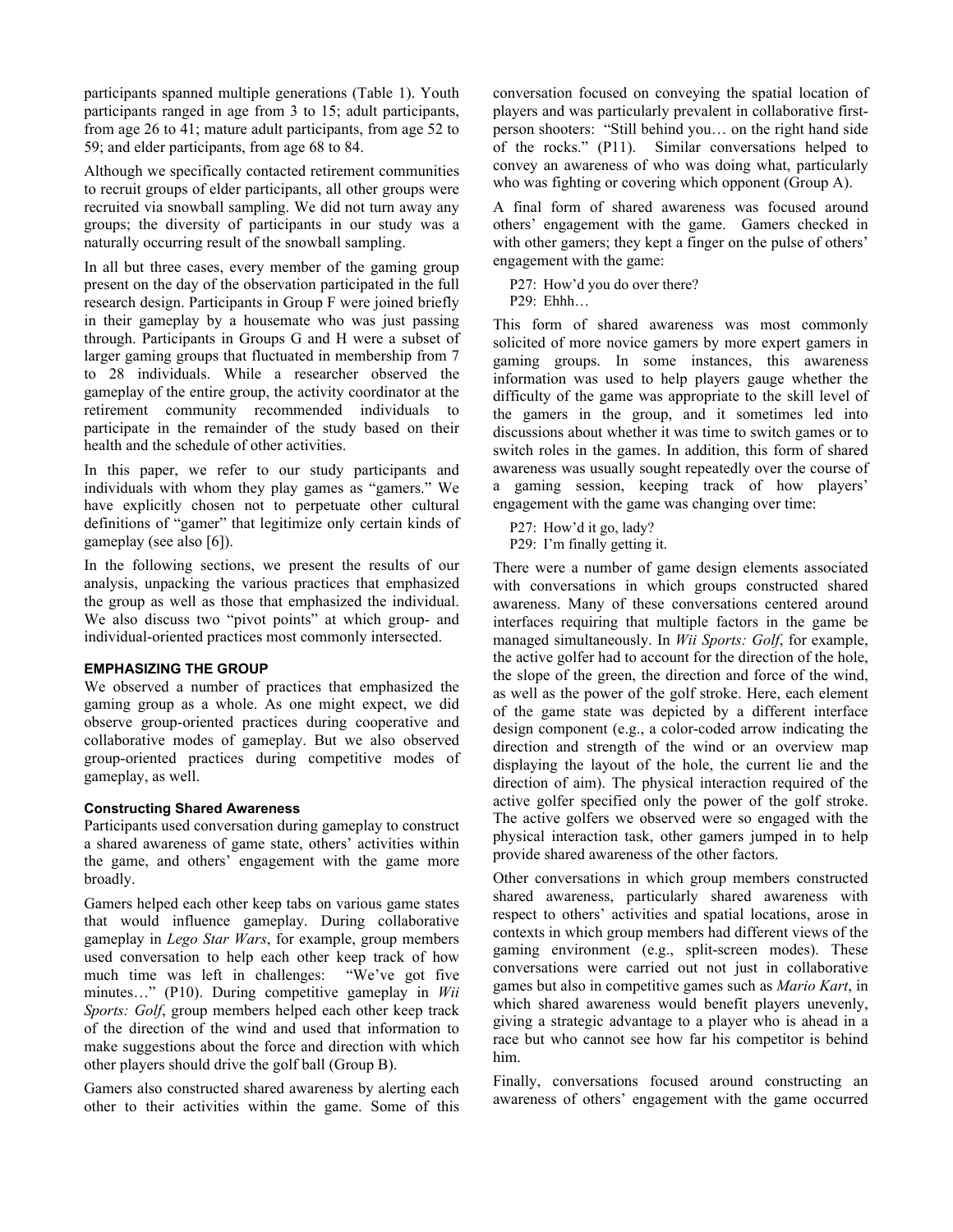participants spanned multiple generations (Table 1). Youth participants ranged in age from 3 to 15; adult participants, from age 26 to 41; mature adult participants, from age 52 to 59; and elder participants, from age 68 to 84.

Although we specifically contacted retirement communities to recruit groups of elder participants, all other groups were recruited via snowball sampling. We did not turn away any groups; the diversity of participants in our study was a naturally occurring result of the snowball sampling.

In all but three cases, every member of the gaming group present on the day of the observation participated in the full research design. Participants in Group F were joined briefly in their gameplay by a housemate who was just passing through. Participants in Groups G and H were a subset of larger gaming groups that fluctuated in membership from 7 to 28 individuals. While a researcher observed the gameplay of the entire group, the activity coordinator at the retirement community recommended individuals to participate in the remainder of the study based on their health and the schedule of other activities.

In this paper, we refer to our study participants and individuals with whom they play games as "gamers." We have explicitly chosen not to perpetuate other cultural definitions of "gamer" that legitimize only certain kinds of gameplay (see also [6]).

In the following sections, we present the results of our analysis, unpacking the various practices that emphasized the group as well as those that emphasized the individual. We also discuss two "pivot points" at which group- and individual-oriented practices most commonly intersected.

## EMPHASIZING THE GROUP

We observed a number of practices that emphasized the gaming group as a whole. As one might expect, we did observe group-oriented practices during cooperative and collaborative modes of gameplay. But we also observed group-oriented practices during competitive modes of gameplay, as well.

### Constructing Shared Awareness

Participants used conversation during gameplay to construct a shared awareness of game state, others' activities within the game, and others' engagement with the game more broadly.

Gamers helped each other keep tabs on various game states that would influence gameplay. During collaborative gameplay in *Lego Star Wars*, for example, group members used conversation to help each other keep track of how much time was left in challenges: "We've got five minutes…" (P10). During competitive gameplay in *Wii Sports: Golf*, group members helped each other keep track of the direction of the wind and used that information to make suggestions about the force and direction with which other players should drive the golf ball (Group B).

Gamers also constructed shared awareness by alerting each other to their activities within the game. Some of this conversation focused on conveying the spatial location of players and was particularly prevalent in collaborative first-person shooters: "Still behind you… on the right hand side of the rocks." (P11). Similar conversations helped to convey an awareness of who was doing what, particularly who was fighting or covering which opponent (Group A).

A final form of shared awareness was focused around others' engagement with the game. Gamers checked in with other gamers; they kept a finger on the pulse of others' engagement with the game:

P27: How'd you do over there?
P29: Ehhh…

This form of shared awareness was most commonly solicited of more novice gamers by more expert gamers in gaming groups. In some instances, this awareness information was used to help players gauge whether the difficulty of the game was appropriate to the skill level of the gamers in the group, and it sometimes led into discussions about whether it was time to switch games or to switch roles in the games. In addition, this form of shared awareness was usually sought repeatedly over the course of a gaming session, keeping track of how players' engagement with the game was changing over time:

P27: How'd it go, lady?
P29: I'm finally getting it.

There were a number of game design elements associated with conversations in which groups constructed shared awareness. Many of these conversations centered around interfaces requiring that multiple factors in the game be managed simultaneously. In *Wii Sports: Golf*, for example, the active golfer had to account for the direction of the hole, the slope of the green, the direction and force of the wind, as well as the power of the golf stroke. Here, each element of the game state was depicted by a different interface design component (e.g., a color-coded arrow indicating the direction and strength of the wind or an overview map displaying the layout of the hole, the current lie and the direction of aim). The physical interaction required of the active golfer specified only the power of the golf stroke. The active golfers we observed were so engaged with the physical interaction task, other gamers jumped in to help provide shared awareness of the other factors.

Other conversations in which group members constructed shared awareness, particularly shared awareness with respect to others' activities and spatial locations, arose in contexts in which group members had different views of the gaming environment (e.g., split-screen modes). These conversations were carried out not just in collaborative games but also in competitive games such as *Mario Kart*, in which shared awareness would benefit players unevenly, giving a strategic advantage to a player who is ahead in a race but who cannot see how far his competitor is behind him.

Finally, conversations focused around constructing an awareness of others' engagement with the game occurred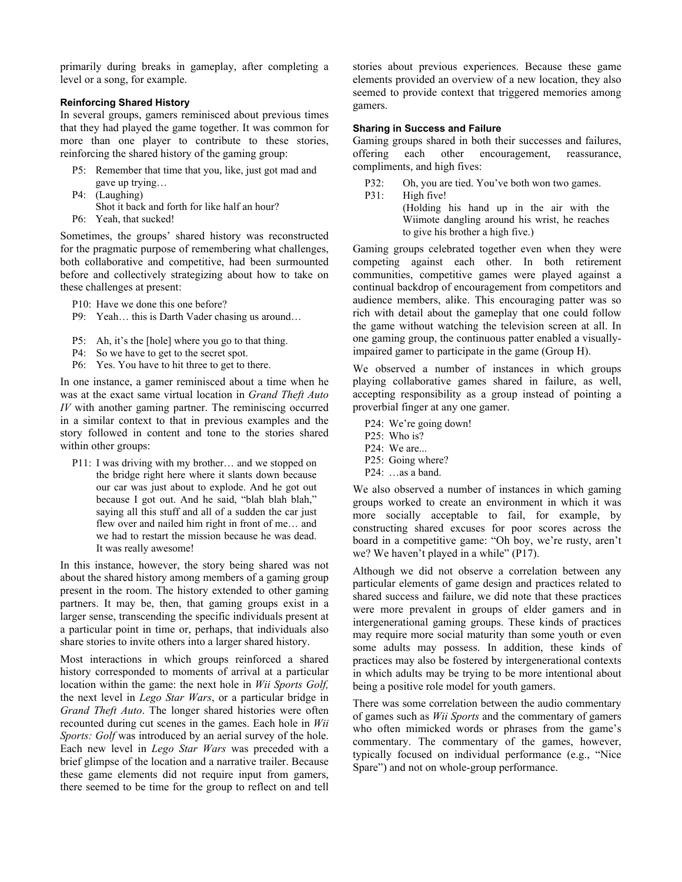primarily during breaks in gameplay, after completing a level or a song, for example.

### Reinforcing Shared History

In several groups, gamers reminisced about previous times that they had played the game together. It was common for more than one player to contribute to these stories, reinforcing the shared history of the gaming group:

> P5: Remember that time that you, like, just got mad and gave up trying…
> P4: (Laughing)
> Shot it back and forth for like half an hour?
> P6: Yeah, that sucked!

Sometimes, the groups' shared history was reconstructed for the pragmatic purpose of remembering what challenges, both collaborative and competitive, had been surmounted before and collectively strategizing about how to take on these challenges at present:

> P10: Have we done this one before?
> P9: Yeah… this is Darth Vader chasing us around…

> P5: Ah, it's the [hole] where you go to that thing.
> P4: So we have to get to the secret spot.
> P6: Yes. You have to hit three to get to there.

In one instance, a gamer reminisced about a time when he was at the exact same virtual location in *Grand Theft Auto IV* with another gaming partner. The reminiscing occurred in a similar context to that in previous examples and the story followed in content and tone to the stories shared within other groups:

> P11: I was driving with my brother… and we stopped on the bridge right here where it slants down because our car was just about to explode. And he got out because I got out. And he said, "blah blah blah," saying all this stuff and all of a sudden the car just flew over and nailed him right in front of me… and we had to restart the mission because he was dead. It was really awesome!

In this instance, however, the story being shared was not about the shared history among members of a gaming group present in the room. The history extended to other gaming partners. It may be, then, that gaming groups exist in a larger sense, transcending the specific individuals present at a particular point in time or, perhaps, that individuals also share stories to invite others into a larger shared history.

Most interactions in which groups reinforced a shared history corresponded to moments of arrival at a particular location within the game: the next hole in *Wii Sports Golf,* the next level in *Lego Star Wars*, or a particular bridge in *Grand Theft Auto*. The longer shared histories were often recounted during cut scenes in the games. Each hole in *Wii Sports: Golf* was introduced by an aerial survey of the hole. Each new level in *Lego Star Wars* was preceded with a brief glimpse of the location and a narrative trailer. Because these game elements did not require input from gamers, there seemed to be time for the group to reflect on and tell stories about previous experiences. Because these game elements provided an overview of a new location, they also seemed to provide context that triggered memories among gamers.

### Sharing in Success and Failure

Gaming groups shared in both their successes and failures, offering each other encouragement, reassurance, compliments, and high fives:

> P32: Oh, you are tied. You've both won two games.
> P31: High five!
> (Holding his hand up in the air with the Wiimote dangling around his wrist, he reaches to give his brother a high five.)

Gaming groups celebrated together even when they were competing against each other. In both retirement communities, competitive games were played against a continual backdrop of encouragement from competitors and audience members, alike. This encouraging patter was so rich with detail about the gameplay that one could follow the game without watching the television screen at all. In one gaming group, the continuous patter enabled a visually-impaired gamer to participate in the game (Group H).

We observed a number of instances in which groups playing collaborative games shared in failure, as well, accepting responsibility as a group instead of pointing a proverbial finger at any one gamer.

> P24: We're going down!
> P25: Who is?
> P24: We are...
> P25: Going where?
> P24: …as a band.

We also observed a number of instances in which gaming groups worked to create an environment in which it was more socially acceptable to fail, for example, by constructing shared excuses for poor scores across the board in a competitive game: "Oh boy, we're rusty, aren't we? We haven't played in a while" (P17).

Although we did not observe a correlation between any particular elements of game design and practices related to shared success and failure, we did note that these practices were more prevalent in groups of elder gamers and in intergenerational gaming groups. These kinds of practices may require more social maturity than some youth or even some adults may possess. In addition, these kinds of practices may also be fostered by intergenerational contexts in which adults may be trying to be more intentional about being a positive role model for youth gamers.

There was some correlation between the audio commentary of games such as *Wii Sports* and the commentary of gamers who often mimicked words or phrases from the game's commentary. The commentary of the games, however, typically focused on individual performance (e.g., "Nice Spare") and not on whole-group performance.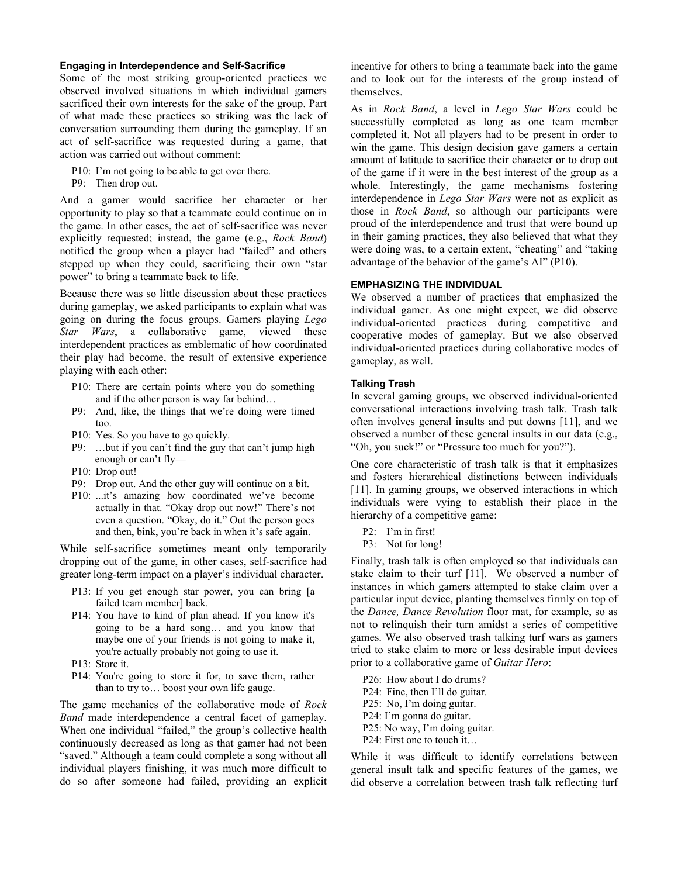### Engaging in Interdependence and Self-Sacrifice

Some of the most striking group-oriented practices we observed involved situations in which individual gamers sacrificed their own interests for the sake of the group. Part of what made these practices so striking was the lack of conversation surrounding them during the gameplay. If an act of self-sacrifice was requested during a game, that action was carried out without comment:

> P10: I'm not going to be able to get over there.
> P9: Then drop out.

And a gamer would sacrifice her character or her opportunity to play so that a teammate could continue on in the game. In other cases, the act of self-sacrifice was never explicitly requested; instead, the game (e.g., *Rock Band*) notified the group when a player had "failed" and others stepped up when they could, sacrificing their own "star power" to bring a teammate back to life.

Because there was so little discussion about these practices during gameplay, we asked participants to explain what was going on during the focus groups. Gamers playing *Lego Star Wars*, a collaborative game, viewed these interdependent practices as emblematic of how coordinated their play had become, the result of extensive experience playing with each other:

> P10: There are certain points where you do something and if the other person is way far behind…
> P9: And, like, the things that we're doing were timed too.
> P10: Yes. So you have to go quickly.
> P9: …but if you can't find the guy that can't jump high enough or can't fly—
> P10: Drop out!
> P9: Drop out. And the other guy will continue on a bit.
> P10: ...it's amazing how coordinated we've become actually in that. "Okay drop out now!" There's not even a question. "Okay, do it." Out the person goes and then, bink, you're back in when it's safe again.

While self-sacrifice sometimes meant only temporarily dropping out of the game, in other cases, self-sacrifice had greater long-term impact on a player's individual character.

> P13: If you get enough star power, you can bring [a failed team member] back.
> P14: You have to kind of plan ahead. If you know it's going to be a hard song… and you know that maybe one of your friends is not going to make it, you're actually probably not going to use it.
> P13: Store it.
> P14: You're going to store it for, to save them, rather than to try to… boost your own life gauge.

The game mechanics of the collaborative mode of *Rock Band* made interdependence a central facet of gameplay. When one individual "failed," the group's collective health continuously decreased as long as that gamer had not been "saved." Although a team could complete a song without all individual players finishing, it was much more difficult to do so after someone had failed, providing an explicit incentive for others to bring a teammate back into the game and to look out for the interests of the group instead of themselves.

As in *Rock Band*, a level in *Lego Star Wars* could be successfully completed as long as one team member completed it. Not all players had to be present in order to win the game. This design decision gave gamers a certain amount of latitude to sacrifice their character or to drop out of the game if it were in the best interest of the group as a whole. Interestingly, the game mechanisms fostering interdependence in *Lego Star Wars* were not as explicit as those in *Rock Band*, so although our participants were proud of the interdependence and trust that were bound up in their gaming practices, they also believed that what they were doing was, to a certain extent, "cheating" and "taking advantage of the behavior of the game's AI" (P10).

## EMPHASIZING THE INDIVIDUAL

We observed a number of practices that emphasized the individual gamer. As one might expect, we did observe individual-oriented practices during competitive and cooperative modes of gameplay. But we also observed individual-oriented practices during collaborative modes of gameplay, as well.

### Talking Trash

In several gaming groups, we observed individual-oriented conversational interactions involving trash talk. Trash talk often involves general insults and put downs [11], and we observed a number of these general insults in our data (e.g., "Oh, you suck!" or "Pressure too much for you?").

One core characteristic of trash talk is that it emphasizes and fosters hierarchical distinctions between individuals [11]. In gaming groups, we observed interactions in which individuals were vying to establish their place in the hierarchy of a competitive game:

> P2: I'm in first!
> P3: Not for long!

Finally, trash talk is often employed so that individuals can stake claim to their turf [11]. We observed a number of instances in which gamers attempted to stake claim over a particular input device, planting themselves firmly on top of the *Dance, Dance Revolution* floor mat, for example, so as not to relinquish their turn amidst a series of competitive games. We also observed trash talking turf wars as gamers tried to stake claim to more or less desirable input devices prior to a collaborative game of *Guitar Hero*:

> P26: How about I do drums?
> P24: Fine, then I'll do guitar.
> P25: No, I'm doing guitar.
> P24: I'm gonna do guitar.
> P25: No way, I'm doing guitar.
> P24: First one to touch it…

While it was difficult to identify correlations between general insult talk and specific features of the games, we did observe a correlation between trash talk reflecting turf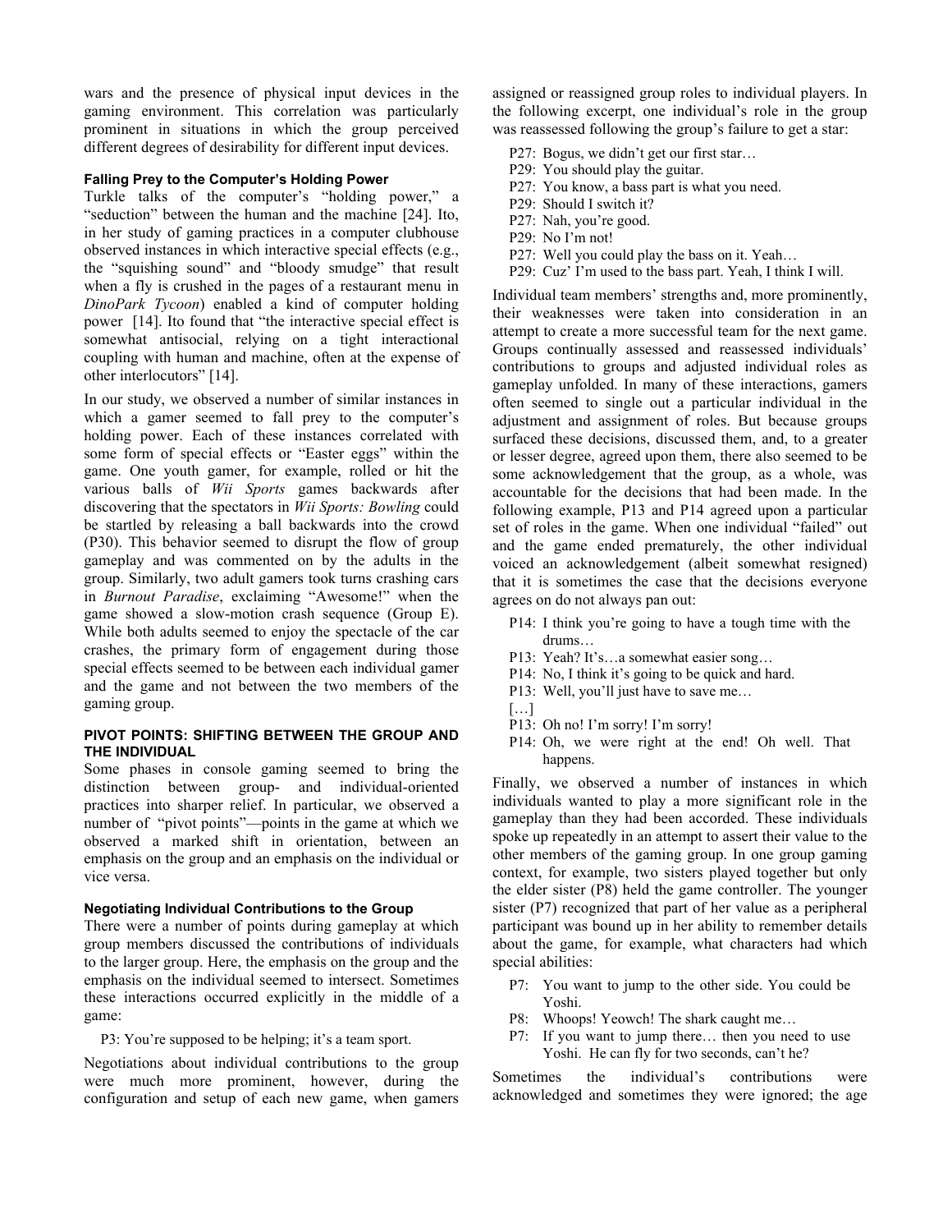wars and the presence of physical input devices in the gaming environment. This correlation was particularly prominent in situations in which the group perceived different degrees of desirability for different input devices.

### Falling Prey to the Computer's Holding Power

Turkle talks of the computer's "holding power," a "seduction" between the human and the machine [24]. Ito, in her study of gaming practices in a computer clubhouse observed instances in which interactive special effects (e.g., the "squishing sound" and "bloody smudge" that result when a fly is crushed in the pages of a restaurant menu in *DinoPark Tycoon*) enabled a kind of computer holding power [14]. Ito found that "the interactive special effect is somewhat antisocial, relying on a tight interactional coupling with human and machine, often at the expense of other interlocutors" [14].

In our study, we observed a number of similar instances in which a gamer seemed to fall prey to the computer's holding power. Each of these instances correlated with some form of special effects or "Easter eggs" within the game. One youth gamer, for example, rolled or hit the various balls of *Wii Sports* games backwards after discovering that the spectators in *Wii Sports: Bowling* could be startled by releasing a ball backwards into the crowd (P30). This behavior seemed to disrupt the flow of group gameplay and was commented on by the adults in the group. Similarly, two adult gamers took turns crashing cars in *Burnout Paradise*, exclaiming "Awesome!" when the game showed a slow-motion crash sequence (Group E). While both adults seemed to enjoy the spectacle of the car crashes, the primary form of engagement during those special effects seemed to be between each individual gamer and the game and not between the two members of the gaming group.

## PIVOT POINTS: SHIFTING BETWEEN THE GROUP AND THE INDIVIDUAL

Some phases in console gaming seemed to bring the distinction between group- and individual-oriented practices into sharper relief. In particular, we observed a number of "pivot points"—points in the game at which we observed a marked shift in orientation, between an emphasis on the group and an emphasis on the individual or vice versa.

### Negotiating Individual Contributions to the Group

There were a number of points during gameplay at which group members discussed the contributions of individuals to the larger group. Here, the emphasis on the group and the emphasis on the individual seemed to intersect. Sometimes these interactions occurred explicitly in the middle of a game:

> P3: You're supposed to be helping; it's a team sport.

Negotiations about individual contributions to the group were much more prominent, however, during the configuration and setup of each new game, when gamers assigned or reassigned group roles to individual players. In the following excerpt, one individual's role in the group was reassessed following the group's failure to get a star:

> P27: Bogus, we didn't get our first star…
> P29: You should play the guitar.
> P27: You know, a bass part is what you need.
> P29: Should I switch it?
> P27: Nah, you're good.
> P29: No I'm not!
> P27: Well you could play the bass on it. Yeah…
> P29: Cuz' I'm used to the bass part. Yeah, I think I will.

Individual team members' strengths and, more prominently, their weaknesses were taken into consideration in an attempt to create a more successful team for the next game. Groups continually assessed and reassessed individuals' contributions to groups and adjusted individual roles as gameplay unfolded. In many of these interactions, gamers often seemed to single out a particular individual in the adjustment and assignment of roles. But because groups surfaced these decisions, discussed them, and, to a greater or lesser degree, agreed upon them, there also seemed to be some acknowledgement that the group, as a whole, was accountable for the decisions that had been made. In the following example, P13 and P14 agreed upon a particular set of roles in the game. When one individual "failed" out and the game ended prematurely, the other individual voiced an acknowledgement (albeit somewhat resigned) that it is sometimes the case that the decisions everyone agrees on do not always pan out:

> P14: I think you're going to have a tough time with the drums…
> P13: Yeah? It's…a somewhat easier song…
> P14: No, I think it's going to be quick and hard.
> P13: Well, you'll just have to save me…
> […]
> P13: Oh no! I'm sorry! I'm sorry!
> P14: Oh, we were right at the end! Oh well. That happens.

Finally, we observed a number of instances in which individuals wanted to play a more significant role in the gameplay than they had been accorded. These individuals spoke up repeatedly in an attempt to assert their value to the other members of the gaming group. In one gaming context, for example, two sisters played together but only the elder sister (P8) held the game controller. The younger sister (P7) recognized that part of her value as a peripheral participant was bound up in her ability to remember details about the game, for example, what characters had which special abilities:

> P7: You want to jump to the other side. You could be Yoshi.
> P8: Whoops! Yeowch! The shark caught me…
> P7: If you want to jump there… then you need to use Yoshi. He can fly for two seconds, can't he?

Sometimes the individual's contributions were acknowledged and sometimes they were ignored; the age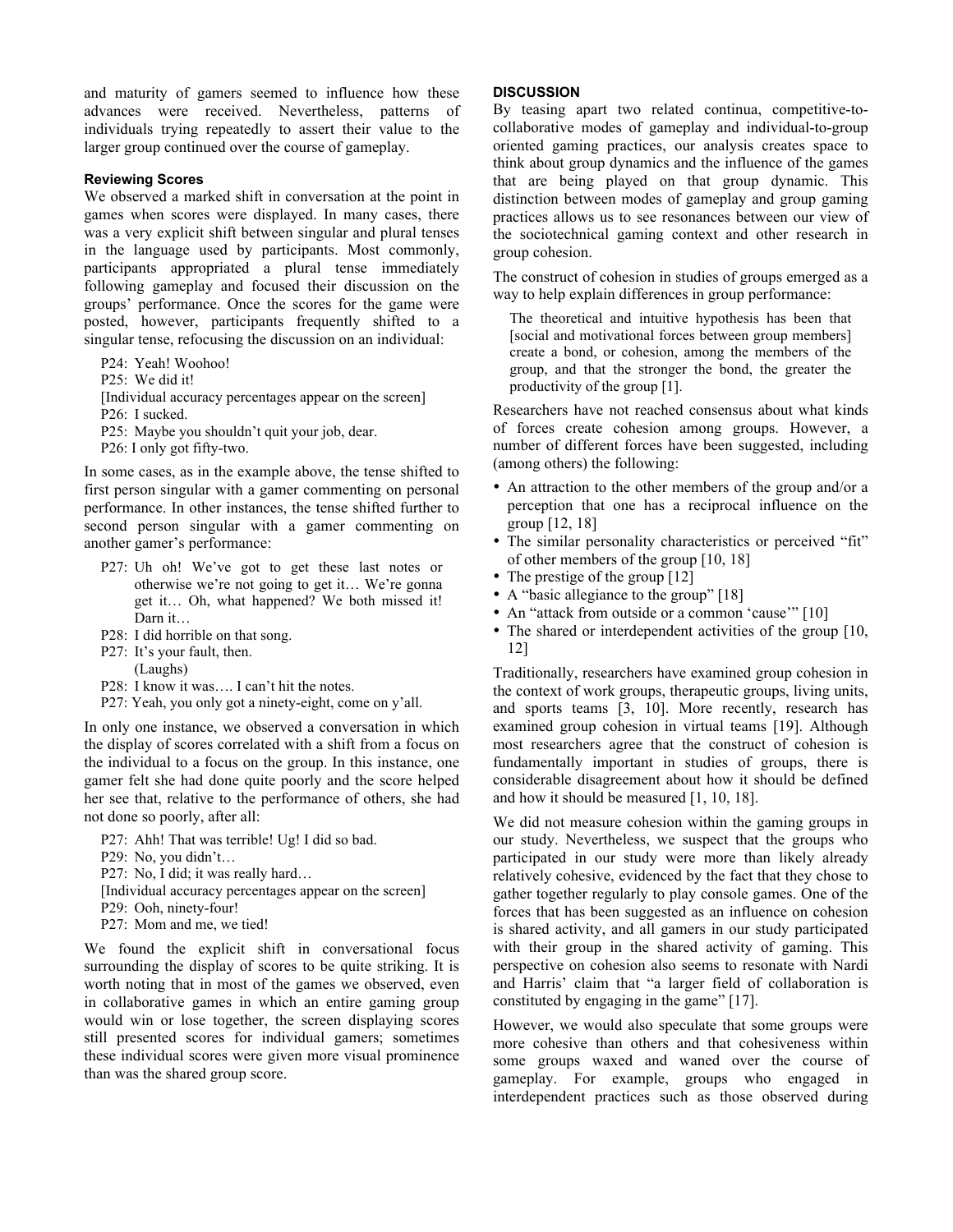and maturity of gamers seemed to influence how these advances were received. Nevertheless, patterns of individuals trying repeatedly to assert their value to the larger group continued over the course of gameplay.

#### Reviewing Scores

We observed a marked shift in conversation at the point in games when scores were displayed. In many cases, there was a very explicit shift between singular and plural tenses in the language used by participants. Most commonly, participants appropriated a plural tense immediately following gameplay and focused their discussion on the groups' performance. Once the scores for the game were posted, however, participants frequently shifted to a singular tense, refocusing the discussion on an individual:

> P24: Yeah! Woohoo!
> P25: We did it!
> [Individual accuracy percentages appear on the screen]
> P26: I sucked.
> P25: Maybe you shouldn't quit your job, dear.
> P26: I only got fifty-two.

In some cases, as in the example above, the tense shifted to first person singular with a gamer commenting on personal performance. In other instances, the tense shifted further to second person singular with a gamer commenting on another gamer's performance:

> P27: Uh oh! We've got to get these last notes or otherwise we're not going to get it… We're gonna get it… Oh, what happened? We both missed it! Darn it…
> P28: I did horrible on that song.
> P27: It's your fault, then.
> (Laughs)
> P28: I know it was…. I can't hit the notes.
> P27: Yeah, you only got a ninety-eight, come on y'all.

In only one instance, we observed a conversation in which the display of scores correlated with a shift from a focus on the individual to a focus on the group. In this instance, one gamer felt she had done quite poorly and the score helped her see that, relative to the performance of others, she had not done so poorly, after all:

> P27: Ahh! That was terrible! Ug! I did so bad.
> P29: No, you didn't…
> P27: No, I did; it was really hard…
> [Individual accuracy percentages appear on the screen]
> P29: Ooh, ninety-four!
> P27: Mom and me, we tied!

We found the explicit shift in conversational focus surrounding the display of scores to be quite striking. It is worth noting that in most of the games we observed, even in collaborative games in which an entire gaming group would win or lose together, the screen displaying scores still presented scores for individual gamers; sometimes these individual scores were given more visual prominence than was the shared group score.

### DISCUSSION

By teasing apart two related continua, competitive-to-collaborative modes of gameplay and individual-to-group oriented gaming practices, our analysis creates space to think about group dynamics and the influence of the games that are being played on that group dynamic. This distinction between modes of gameplay and group gaming practices allows us to see resonances between our view of the sociotechnical gaming context and other research in group cohesion.

The construct of cohesion in studies of groups emerged as a way to help explain differences in group performance:

> The theoretical and intuitive hypothesis has been that [social and motivational forces between group members] create a bond, or cohesion, among the members of the group, and that the stronger the bond, the greater the productivity of the group [1].

Researchers have not reached consensus about what kinds of forces create cohesion among groups. However, a number of different forces have been suggested, including (among others) the following:

- An attraction to the other members of the group and/or a perception that one has a reciprocal influence on the group [12, 18]
- The similar personality characteristics or perceived "fit" of other members of the group [10, 18]
- The prestige of the group [12]
- A "basic allegiance to the group" [18]
- An "attack from outside or a common 'cause'" [10]
- The shared or interdependent activities of the group [10, 12]

Traditionally, researchers have examined group cohesion in the context of work groups, therapeutic groups, living units, and sports teams [3, 10]. More recently, research has examined group cohesion in virtual teams [19]. Although most researchers agree that the construct of cohesion is fundamentally important in studies of groups, there is considerable disagreement about how it should be defined and how it should be measured [1, 10, 18].

We did not measure cohesion within the gaming groups in our study. Nevertheless, we suspect that the groups who participated in our study were more than likely already relatively cohesive, evidenced by the fact that they chose to gather together regularly to play console games. One of the forces that has been suggested as an influence on cohesion is shared activity, and all gamers in our study participated with their group in the shared activity of gaming. This perspective on cohesion also seems to resonate with Nardi and Harris' claim that "a larger field of collaboration is constituted by engaging in the game" [17].

However, we would also speculate that some groups were more cohesive than others and that cohesiveness within some groups waxed and waned over the course of gameplay. For example, groups who engaged in interdependent practices such as those observed during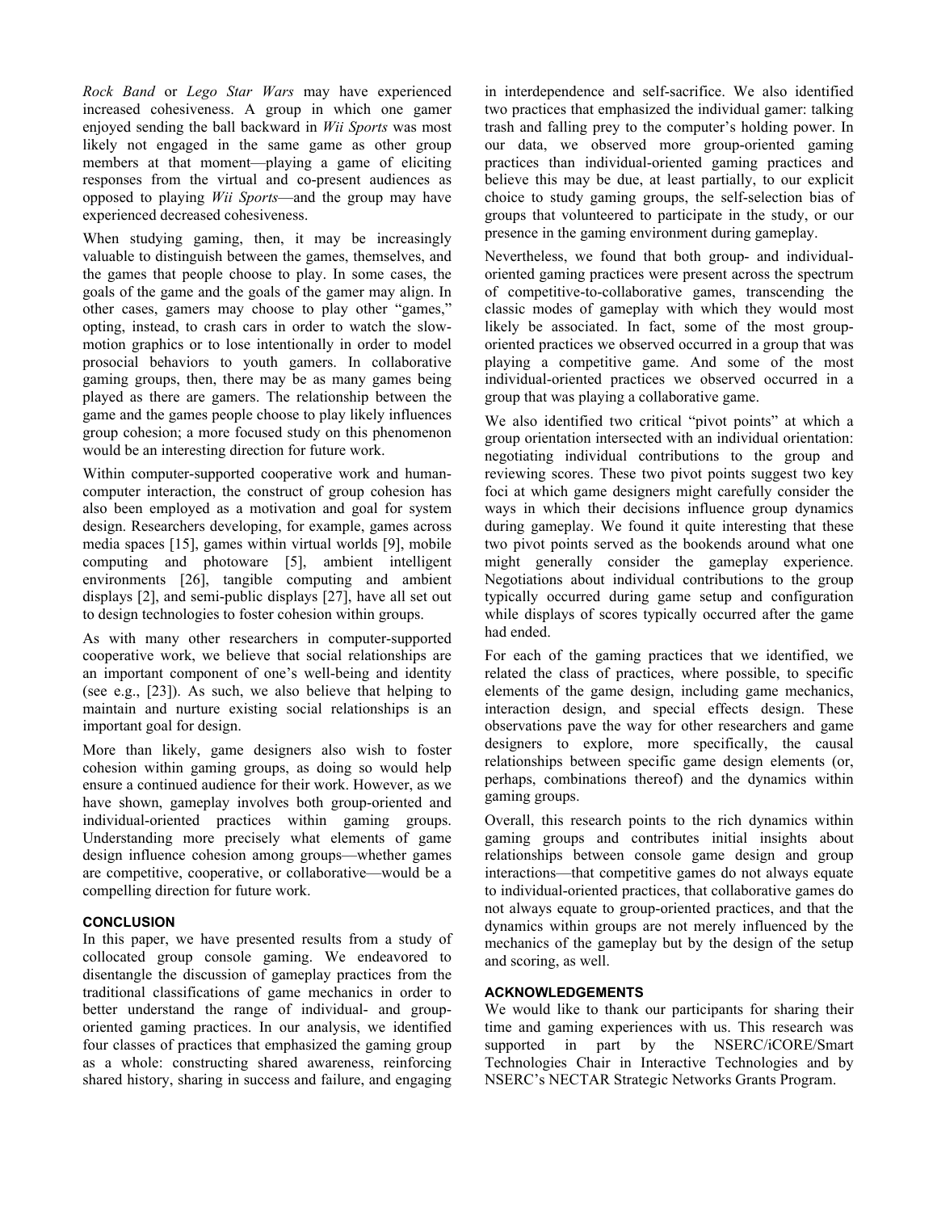*Rock Band* or *Lego Star Wars* may have experienced increased cohesiveness. A group in which one gamer enjoyed sending the ball backward in *Wii Sports* was most likely not engaged in the same game as other group members at that moment—playing a game of eliciting responses from the virtual and co-present audiences as opposed to playing *Wii Sports*—and the group may have experienced decreased cohesiveness.

When studying gaming, then, it may be increasingly valuable to distinguish between the games, themselves, and the games that people choose to play. In some cases, the goals of the game and the goals of the gamer may align. In other cases, gamers may choose to play other "games," opting, instead, to crash cars in order to watch the slow-motion graphics or to lose intentionally in order to model prosocial behaviors to youth gamers. In collaborative gaming groups, then, there may be as many games being played as there are gamers. The relationship between the game and the games people choose to play likely influences group cohesion; a more focused study on this phenomenon would be an interesting direction for future work.

Within computer-supported cooperative work and human-computer interaction, the construct of group cohesion has also been employed as a motivation and goal for system design. Researchers developing, for example, games across media spaces [15], games within virtual worlds [9], mobile computing and photoware [5], ambient intelligent environments [26], tangible computing and ambient displays [2], and semi-public displays [27], have all set out to design technologies to foster cohesion within groups.

As with many other researchers in computer-supported cooperative work, we believe that social relationships are an important component of one's well-being and identity (see e.g., [23]). As such, we also believe that helping to maintain and nurture existing social relationships is an important goal for design.

More than likely, game designers also wish to foster cohesion within gaming groups, as doing so would help ensure a continued audience for their work. However, as we have shown, gameplay involves both group-oriented and individual-oriented practices within gaming groups. Understanding more precisely what elements of game design influence cohesion among groups—whether games are competitive, cooperative, or collaborative—would be a compelling direction for future work.

## CONCLUSION

In this paper, we have presented results from a study of collocated group console gaming. We endeavored to disentangle the discussion of gameplay practices from the traditional classifications of game mechanics in order to better understand the range of individual- and group-oriented gaming practices. In our analysis, we identified four classes of practices that emphasized the gaming group as a whole: constructing shared awareness, reinforcing shared history, sharing in success and failure, and engaging in interdependence and self-sacrifice. We also identified two practices that emphasized the individual gamer: talking trash and falling prey to the computer's holding power. In our data, we observed more group-oriented gaming practices than individual-oriented gaming practices and believe this may be due, at least partially, to our explicit choice to study gaming groups, the self-selection bias of groups that volunteered to participate in the study, or our presence in the gaming environment during gameplay.

Nevertheless, we found that both group- and individual-oriented gaming practices were present across the spectrum of competitive-to-collaborative games, transcending the classic modes of gameplay with which they would most likely be associated. In fact, some of the most group-oriented practices we observed occurred in a group that was playing a competitive game. And some of the most individual-oriented practices we observed occurred in a group that was playing a collaborative game.

We also identified two critical "pivot points" at which a group orientation intersected with an individual orientation: negotiating individual contributions to the group and reviewing scores. These two pivot points suggest two key foci at which game designers might carefully consider the ways in which their decisions influence group dynamics during gameplay. We found it quite interesting that these two pivot points served as the bookends around what one might generally consider the gameplay experience. Negotiations about individual contributions to the group typically occurred during game setup and configuration while displays of scores typically occurred after the game had ended.

For each of the gaming practices that we identified, we related the class of practices, where possible, to specific elements of the game design, including game mechanics, interaction design, and special effects design. These observations pave the way for other researchers and game designers to explore, more specifically, the causal relationships between specific game design elements (or, perhaps, combinations thereof) and the dynamics within gaming groups.

Overall, this research points to the rich dynamics within gaming groups and contributes initial insights about relationships between console game design and group interactions—that competitive games do not always equate to individual-oriented practices, that collaborative games do not always equate to group-oriented practices, and that the dynamics within groups are not merely influenced by the mechanics of the gameplay but by the design of the setup and scoring, as well.

## ACKNOWLEDGEMENTS

We would like to thank our participants for sharing their time and gaming experiences with us. This research was supported in part by the NSERC/iCORE/Smart Technologies Chair in Interactive Technologies and by NSERC's NECTAR Strategic Networks Grants Program.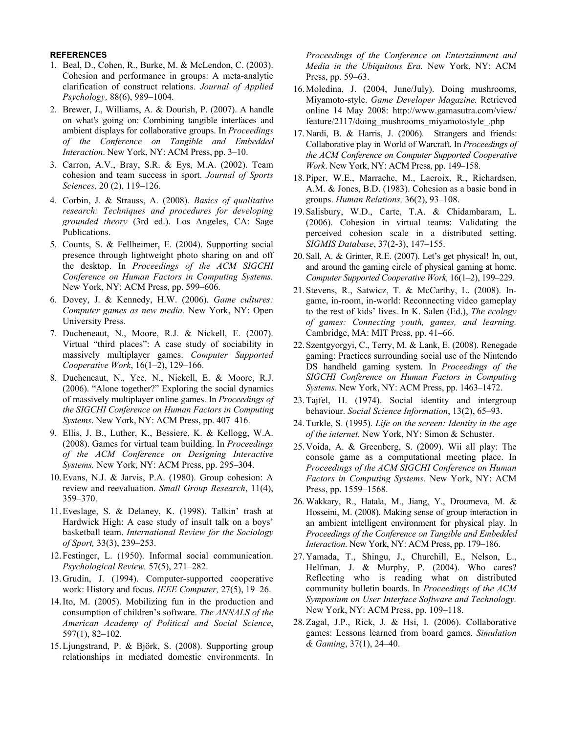## REFERENCES

1. Beal, D., Cohen, R., Burke, M. & McLendon, C. (2003). Cohesion and performance in groups: A meta-analytic clarification of construct relations. *Journal of Applied Psychology,* 88(6), 989–1004.
2. Brewer, J., Williams, A. & Dourish, P. (2007). A handle on what's going on: Combining tangible interfaces and ambient displays for collaborative groups. In *Proceedings of the Conference on Tangible and Embedded Interaction*. New York, NY: ACM Press, pp. 3–10.
3. Carron, A.V., Bray, S.R. & Eys, M.A. (2002). Team cohesion and team success in sport. *Journal of Sports Sciences*, 20 (2), 119–126.
4. Corbin, J. & Strauss, A. (2008). *Basics of qualitative research: Techniques and procedures for developing grounded theory* (3rd ed.). Los Angeles, CA: Sage Publications.
5. Counts, S. & Fellheimer, E. (2004). Supporting social presence through lightweight photo sharing on and off the desktop. In *Proceedings of the ACM SIGCHI Conference on Human Factors in Computing Systems.* New York, NY: ACM Press, pp. 599–606.
6. Dovey, J. & Kennedy, H.W. (2006). *Game cultures: Computer games as new media.* New York, NY: Open University Press.
7. Ducheneaut, N., Moore, R.J. & Nickell, E. (2007). Virtual "third places": A case study of sociability in massively multiplayer games. *Computer Supported Cooperative Work*, 16(1–2), 129–166.
8. Ducheneaut, N., Yee, N., Nickell, E. & Moore, R.J. (2006). "Alone together?" Exploring the social dynamics of massively multiplayer online games. In *Proceedings of the SIGCHI Conference on Human Factors in Computing Systems*. New York, NY: ACM Press, pp. 407–416.
9. Ellis, J. B., Luther, K., Bessiere, K. & Kellogg, W.A. (2008). Games for virtual team building. In *Proceedings of the ACM Conference on Designing Interactive Systems.* New York, NY: ACM Press, pp. 295–304.
10. Evans, N.J. & Jarvis, P.A. (1980). Group cohesion: A review and reevaluation. *Small Group Research*, 11(4), 359–370.
11. Eveslage, S. & Delaney, K. (1998). Talkin' trash at Hardwick High: A case study of insult talk on a boys' basketball team. *International Review for the Sociology of Sport,* 33(3), 239–253.
12. Festinger, L. (1950). Informal social communication. *Psychological Review,* 57(5), 271–282.
13. Grudin, J. (1994). Computer-supported cooperative work: History and focus. *IEEE Computer,* 27(5), 19–26.
14. Ito, M. (2005). Mobilizing fun in the production and consumption of children's software. *The ANNALS of the American Academy of Political and Social Science*, 597(1), 82–102.
15. Ljungstrand, P. & Björk, S. (2008). Supporting group relationships in mediated domestic environments. In *Proceedings of the Conference on Entertainment and Media in the Ubiquitous Era.* New York, NY: ACM Press, pp. 59–63.
16. Moledina, J. (2004, June/July). Doing mushrooms, Miyamoto-style. *Game Developer Magazine.* Retrieved online 14 May 2008: http://www.gamasutra.com/view/feature/2117/doing_mushrooms_miyamotostyle_.php
17. Nardi, B. & Harris, J. (2006). Strangers and friends: Collaborative play in World of Warcraft. In *Proceedings of the ACM Conference on Computer Supported Cooperative Work*. New York, NY: ACM Press, pp. 149–158.
18. Piper, W.E., Marrache, M., Lacroix, R., Richardsen, A.M. & Jones, B.D. (1983). Cohesion as a basic bond in groups. *Human Relations,* 36(2), 93–108.
19. Salisbury, W.D., Carte, T.A. & Chidambaram, L. (2006). Cohesion in virtual teams: Validating the perceived cohesion scale in a distributed setting. *SIGMIS Database*, 37(2-3), 147–155.
20. Sall, A. & Grinter, R.E. (2007). Let's get physical! In, out, and around the gaming circle of physical gaming at home. *Computer Supported Cooperative Work,* 16(1–2), 199–229.
21. Stevens, R., Satwicz, T. & McCarthy, L. (2008). In-game, in-room, in-world: Reconnecting video gameplay to the rest of kids' lives. In K. Salen (Ed.), *The ecology of games: Connecting youth, games, and learning.* Cambridge, MA: MIT Press, pp. 41–66.
22. Szentgyorgyi, C., Terry, M. & Lank, E. (2008). Renegade gaming: Practices surrounding social use of the Nintendo DS handheld gaming system. In *Proceedings of the SIGCHI Conference on Human Factors in Computing Systems*. New York, NY: ACM Press, pp. 1463–1472.
23. Tajfel, H. (1974). Social identity and intergroup behaviour. *Social Science Information*, 13(2), 65–93.
24. Turkle, S. (1995). *Life on the screen: Identity in the age of the internet.* New York, NY: Simon & Schuster.
25. Voida, A. & Greenberg, S. (2009). Wii all play: The console game as a computational meeting place. In *Proceedings of the ACM SIGCHI Conference on Human Factors in Computing Systems*. New York, NY: ACM Press, pp. 1559–1568.
26. Wakkary, R., Hatala, M., Jiang, Y., Droumeva, M. & Hosseini, M. (2008). Making sense of group interaction in an ambient intelligent environment for physical play. In *Proceedings of the Conference on Tangible and Embedded Interaction*. New York, NY: ACM Press, pp. 179–186.
27. Yamada, T., Shingu, J., Churchill, E., Nelson, L., Helfman, J. & Murphy, P. (2004). Who cares? Reflecting who is reading what on distributed community bulletin boards. In *Proceedings of the ACM Symposium on User Interface Software and Technology.* New York, NY: ACM Press, pp. 109–118.
28. Zagal, J.P., Rick, J. & Hsi, I. (2006). Collaborative games: Lessons learned from board games. *Simulation & Gaming*, 37(1), 24–40.